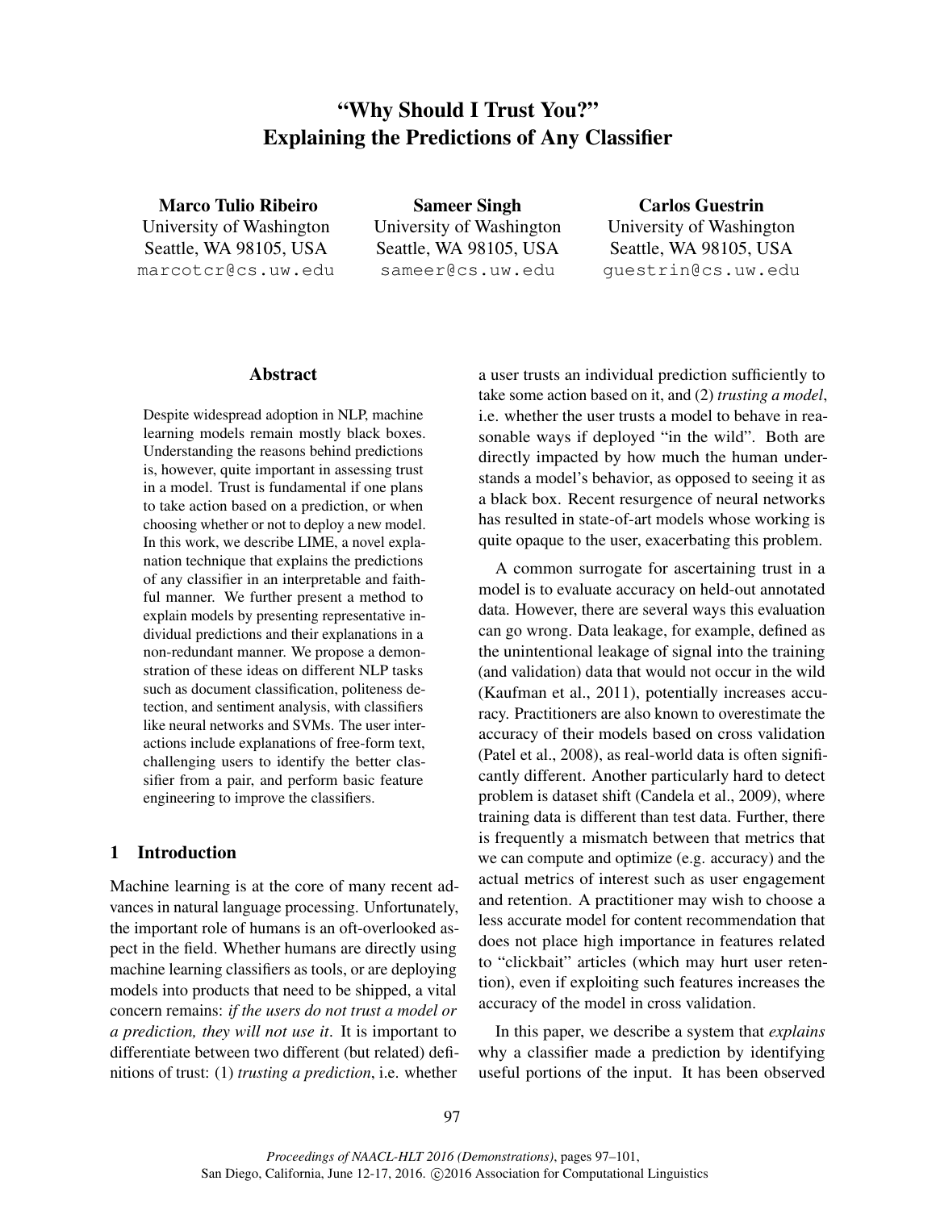# "Why Should I Trust You?" Explaining the Predictions of Any Classifier

**Marco Tulio Ribeiro**
University of Washington
Seattle, WA 98105, USA
marcotcr@cs.uw.edu

**Sameer Singh**
University of Washington
Seattle, WA 98105, USA
sameer@cs.uw.edu

**Carlos Guestrin**
University of Washington
Seattle, WA 98105, USA
guestrin@cs.uw.edu

## Abstract

Despite widespread adoption in NLP, machine learning models remain mostly black boxes. Understanding the reasons behind predictions is, however, quite important in assessing trust in a model. Trust is fundamental if one plans to take action based on a prediction, or when choosing whether or not to deploy a new model. In this work, we describe LIME, a novel explanation technique that explains the predictions of any classifier in an interpretable and faithful manner. We further present a method to explain models by presenting representative individual predictions and their explanations in a non-redundant manner. We propose a demonstration of these ideas on different NLP tasks such as document classification, politeness detection, and sentiment analysis, with classifiers like neural networks and SVMs. The user interactions include explanations of free-form text, challenging users to identify the better classifier from a pair, and perform basic feature engineering to improve the classifiers.

## 1 Introduction

Machine learning is at the core of many recent advances in natural language processing. Unfortunately, the important role of humans is an oft-overlooked aspect in the field. Whether humans are directly using machine learning classifiers as tools, or are deploying models into products that need to be shipped, a vital concern remains: *if the users do not trust a model or a prediction, they will not use it*. It is important to differentiate between two different (but related) definitions of trust: (1) *trusting a prediction*, i.e. whether a user trusts an individual prediction sufficiently to take some action based on it, and (2) *trusting a model*, i.e. whether the user trusts a model to behave in reasonable ways if deployed "in the wild". Both are directly impacted by how much the human understands a model's behavior, as opposed to seeing it as a black box. Recent resurgence of neural networks has resulted in state-of-art models whose working is quite opaque to the user, exacerbating this problem.

A common surrogate for ascertaining trust in a model is to evaluate accuracy on held-out annotated data. However, there are several ways this evaluation can go wrong. Data leakage, for example, defined as the unintentional leakage of signal into the training (and validation) data that would not occur in the wild (Kaufman et al., 2011), potentially increases accuracy. Practitioners are also known to overestimate the accuracy of their models based on cross validation (Patel et al., 2008), as real-world data is often significantly different. Another particularly hard to detect problem is dataset shift (Candela et al., 2009), where training data is different than test data. Further, there is frequently a mismatch between that metrics that we can compute and optimize (e.g. accuracy) and the actual metrics of interest such as user engagement and retention. A practitioner may wish to choose a less accurate model for content recommendation that does not place high importance in features related to "clickbait" articles (which may hurt user retention), even if exploiting such features increases the accuracy of the model in cross validation.

In this paper, we describe a system that *explains* why a classifier made a prediction by identifying useful portions of the input. It has been observed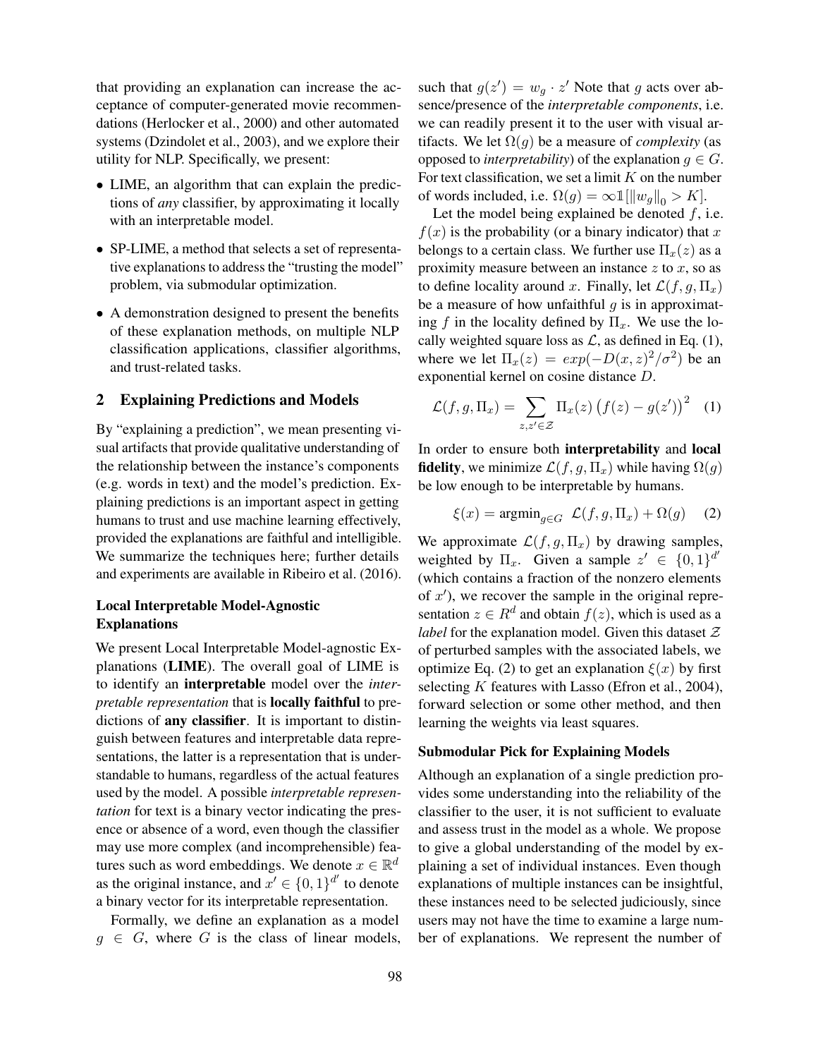that providing an explanation can increase the acceptance of computer-generated movie recommendations (Herlocker et al., 2000) and other automated systems (Dzindolet et al., 2003), and we explore their utility for NLP. Specifically, we present:

- LIME, an algorithm that can explain the predictions of *any* classifier, by approximating it locally with an interpretable model.
- SP-LIME, a method that selects a set of representative explanations to address the "trusting the model" problem, via submodular optimization.
- A demonstration designed to present the benefits of these explanation methods, on multiple NLP classification applications, classifier algorithms, and trust-related tasks.

## 2 Explaining Predictions and Models

By "explaining a prediction", we mean presenting visual artifacts that provide qualitative understanding of the relationship between the instance's components (e.g. words in text) and the model's prediction. Explaining predictions is an important aspect in getting humans to trust and use machine learning effectively, provided the explanations are faithful and intelligible. We summarize the techniques here; further details and experiments are available in Ribeiro et al. (2016).

### Local Interpretable Model-Agnostic Explanations

We present Local Interpretable Model-agnostic Explanations (**LIME**). The overall goal of LIME is to identify an **interpretable** model over the *interpretable representation* that is **locally faithful** to predictions of **any classifier**. It is important to distinguish between features and interpretable data representations, the latter is a representation that is understandable to humans, regardless of the actual features used by the model. A possible *interpretable representation* for text is a binary vector indicating the presence or absence of a word, even though the classifier may use more complex (and incomprehensible) features such as word embeddings. We denote $x \in \mathbb{R}^d$ as the original instance, and $x' \in \{0,1\}^{d'}$ to denote a binary vector for its interpretable representation.

Formally, we define an explanation as a model $g \in G$, where $G$ is the class of linear models, such that $g(z') = w_g \cdot z'$ Note that $g$ acts over absence/presence of the *interpretable components*, i.e. we can readily present it to the user with visual artifacts. We let $\Omega(g)$ be a measure of *complexity* (as opposed to *interpretability*) of the explanation $g \in G$. For text classification, we set a limit $K$ on the number of words included, i.e. $\Omega(g) = \infty \mathbb{1}[\|w_g\|_0 > K]$.

Let the model being explained be denoted $f$, i.e. $f(x)$ is the probability (or a binary indicator) that $x$ belongs to a certain class. We further use $\Pi_x(z)$ as a proximity measure between an instance $z$ to $x$, so as to define locality around $x$. Finally, let $\mathcal{L}(f, g, \Pi_x)$ be a measure of how unfaithful $g$ is in approximating $f$ in the locality defined by $\Pi_x$. We use the locally weighted square loss as $\mathcal{L}$, as defined in Eq. (1), where we let $\Pi_x(z) = exp(-D(x,z)^2/\sigma^2)$ be an exponential kernel on cosine distance $D$.

$$\mathcal{L}(f, g, \Pi_x) = \sum_{z, z' \in \mathcal{Z}} \Pi_x(z) \left(f(z) - g(z')\right)^2 \quad (1)$$

In order to ensure both **interpretability** and **local fidelity**, we minimize $\mathcal{L}(f, g, \Pi_x)$ while having $\Omega(g)$ be low enough to be interpretable by humans.

$$\xi(x) = \text{argmin}_{g \in G} \;\; \mathcal{L}(f, g, \Pi_x) + \Omega(g) \quad (2)$$

We approximate $\mathcal{L}(f, g, \Pi_x)$ by drawing samples, weighted by $\Pi_x$. Given a sample $z' \in \{0,1\}^{d'}$ (which contains a fraction of the nonzero elements of $x'$), we recover the sample in the original representation $z \in R^d$ and obtain $f(z)$, which is used as a *label* for the explanation model. Given this dataset $\mathcal{Z}$ of perturbed samples with the associated labels, we optimize Eq. (2) to get an explanation $\xi(x)$ by first selecting $K$ features with Lasso (Efron et al., 2004), forward selection or some other method, and then learning the weights via least squares.

### Submodular Pick for Explaining Models

Although an explanation of a single prediction provides some understanding into the reliability of the classifier to the user, it is not sufficient to evaluate and assess trust in the model as a whole. We propose to give a global understanding of the model by explaining a set of individual instances. Even though explanations of multiple instances can be insightful, these instances need to be selected judiciously, since users may not have the time to examine a large number of explanations. We represent the number of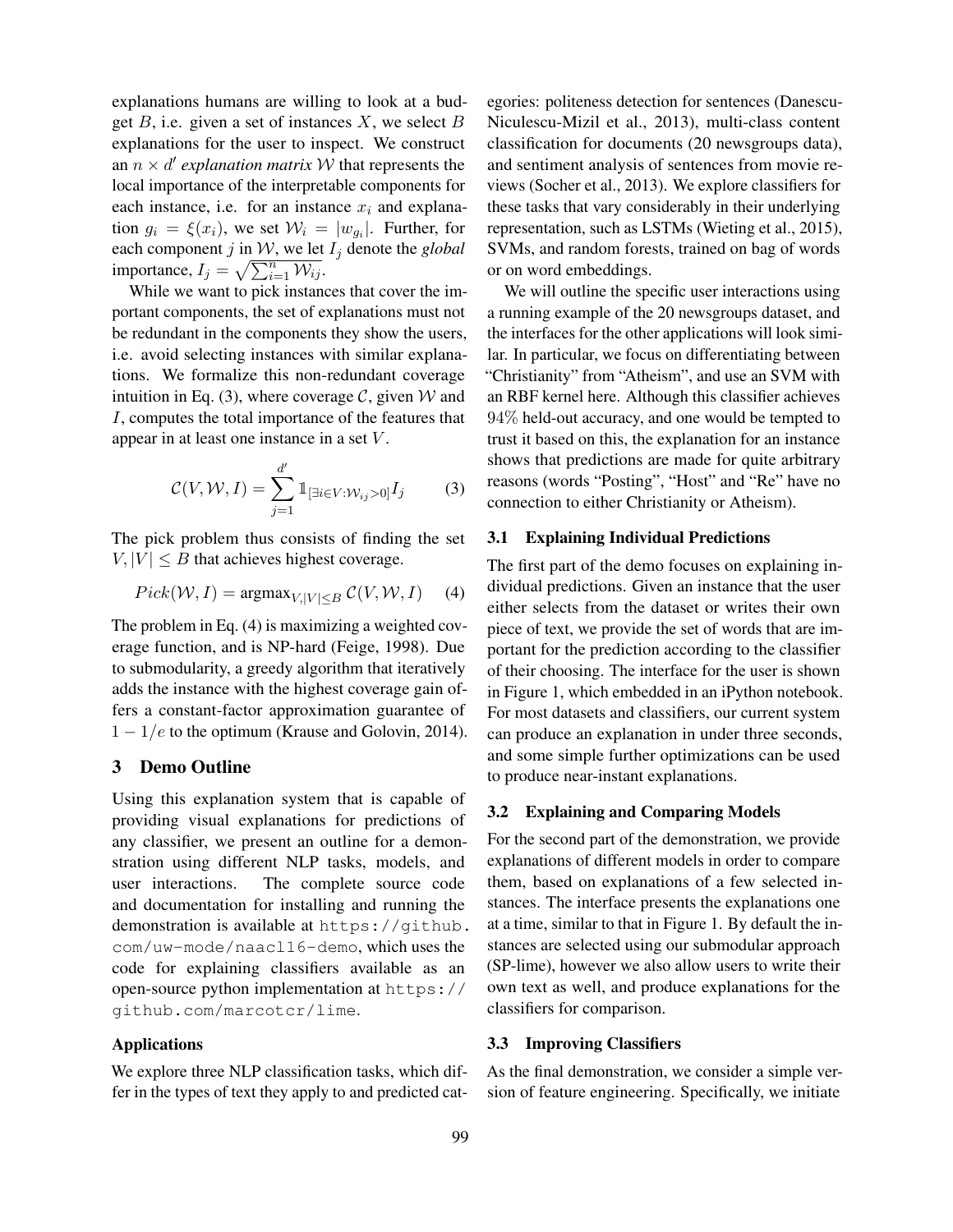explanations humans are willing to look at a budget $B$, i.e. given a set of instances $X$, we select $B$ explanations for the user to inspect. We construct an $n \times d'$ *explanation matrix* $\mathcal{W}$ that represents the local importance of the interpretable components for each instance, i.e. for an instance $x_i$ and explanation $g_i = \xi(x_i)$, we set $\mathcal{W}_i = |w_{g_i}|$. Further, for each component $j$ in $\mathcal{W}$, we let $I_j$ denote the *global* importance, $I_j = \sqrt{\sum_{i=1}^{n} \mathcal{W}_{ij}}$.

While we want to pick instances that cover the important components, the set of explanations must not be redundant in the components they show the users, i.e. avoid selecting instances with similar explanations. We formalize this non-redundant coverage intuition in Eq. (3), where coverage $\mathcal{C}$, given $\mathcal{W}$ and $I$, computes the total importance of the features that appear in at least one instance in a set $V$.

$$\mathcal{C}(V, \mathcal{W}, I) = \sum_{j=1}^{d'} \mathbb{1}_{[\exists i \in V : \mathcal{W}_{ij} > 0]} I_j \tag{3}$$

The pick problem thus consists of finding the set $V, |V| \leq B$ that achieves highest coverage.

$$Pick(\mathcal{W}, I) = \text{argmax}_{V, |V| \leq B}\, \mathcal{C}(V, \mathcal{W}, I) \tag{4}$$

The problem in Eq. (4) is maximizing a weighted coverage function, and is NP-hard (Feige, 1998). Due to submodularity, a greedy algorithm that iteratively adds the instance with the highest coverage gain offers a constant-factor approximation guarantee of $1 - 1/e$ to the optimum (Krause and Golovin, 2014).

## 3 Demo Outline

Using this explanation system that is capable of providing visual explanations for predictions of any classifier, we present an outline for a demonstration using different NLP tasks, models, and user interactions. The complete source code and documentation for installing and running the demonstration is available at `https://github.com/uw-mode/naacl16-demo`, which uses the code for explaining classifiers available as an open-source python implementation at `https://github.com/marcotcr/lime`.

#### Applications

We explore three NLP classification tasks, which differ in the types of text they apply to and predicted categories: politeness detection for sentences (Danescu-Niculescu-Mizil et al., 2013), multi-class content classification for documents (20 newsgroups data), and sentiment analysis of sentences from movie reviews (Socher et al., 2013). We explore classifiers for these tasks that vary considerably in their underlying representation, such as LSTMs (Wieting et al., 2015), SVMs, and random forests, trained on bag of words or on word embeddings.

We will outline the specific user interactions using a running example of the 20 newsgroups dataset, and the interfaces for the other applications will look similar. In particular, we focus on differentiating between "Christianity" from "Atheism", and use an SVM with an RBF kernel here. Although this classifier achieves 94% held-out accuracy, and one would be tempted to trust it based on this, the explanation for an instance shows that predictions are made for quite arbitrary reasons (words "Posting", "Host" and "Re" have no connection to either Christianity or Atheism).

### 3.1 Explaining Individual Predictions

The first part of the demo focuses on explaining individual predictions. Given an instance that the user either selects from the dataset or writes their own piece of text, we provide the set of words that are important for the prediction according to the classifier of their choosing. The interface for the user is shown in Figure 1, which embedded in an iPython notebook. For most datasets and classifiers, our current system can produce an explanation in under three seconds, and some simple further optimizations can be used to produce near-instant explanations.

### 3.2 Explaining and Comparing Models

For the second part of the demonstration, we provide explanations of different models in order to compare them, based on explanations of a few selected instances. The interface presents the explanations one at a time, similar to that in Figure 1. By default the instances are selected using our submodular approach (SP-lime), however we also allow users to write their own text as well, and produce explanations for the classifiers for comparison.

### 3.3 Improving Classifiers

As the final demonstration, we consider a simple version of feature engineering. Specifically, we initiate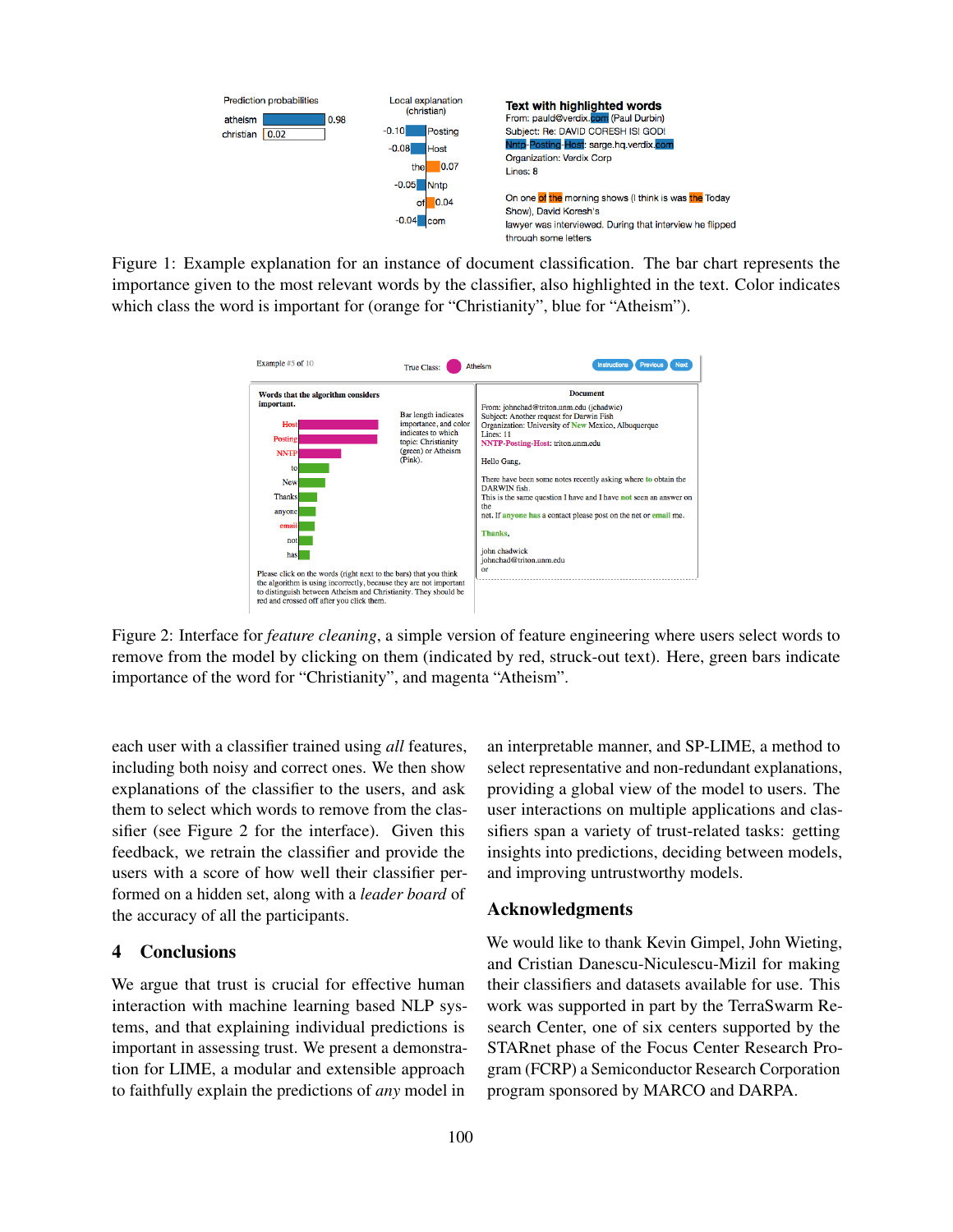Figure 1: Example explanation for an instance of document classification. The bar chart represents the importance given to the most relevant words by the classifier, also highlighted in the text. Color indicates which class the word is important for (orange for "Christianity", blue for "Atheism").

Figure 2: Interface for *feature cleaning*, a simple version of feature engineering where users select words to remove from the model by clicking on them (indicated by red, struck-out text). Here, green bars indicate importance of the word for "Christianity", and magenta "Atheism".

each user with a classifier trained using *all* features, including both noisy and correct ones. We then show explanations of the classifier to the users, and ask them to select which words to remove from the classifier (see Figure 2 for the interface). Given this feedback, we retrain the classifier and provide the users with a score of how well their classifier performed on a hidden set, along with a *leader board* of the accuracy of all the participants.

## 4 Conclusions

We argue that trust is crucial for effective human interaction with machine learning based NLP systems, and that explaining individual predictions is important in assessing trust. We present a demonstration for LIME, a modular and extensible approach to faithfully explain the predictions of *any* model in an interpretable manner, and SP-LIME, a method to select representative and non-redundant explanations, providing a global view of the model to users. The user interactions on multiple applications and classifiers span a variety of trust-related tasks: getting insights into predictions, deciding between models, and improving untrustworthy models.

## Acknowledgments

We would like to thank Kevin Gimpel, John Wieting, and Cristian Danescu-Niculescu-Mizil for making their classifiers and datasets available for use. This work was supported in part by the TerraSwarm Research Center, one of six centers supported by the STARnet phase of the Focus Center Research Program (FCRP) a Semiconductor Research Corporation program sponsored by MARCO and DARPA.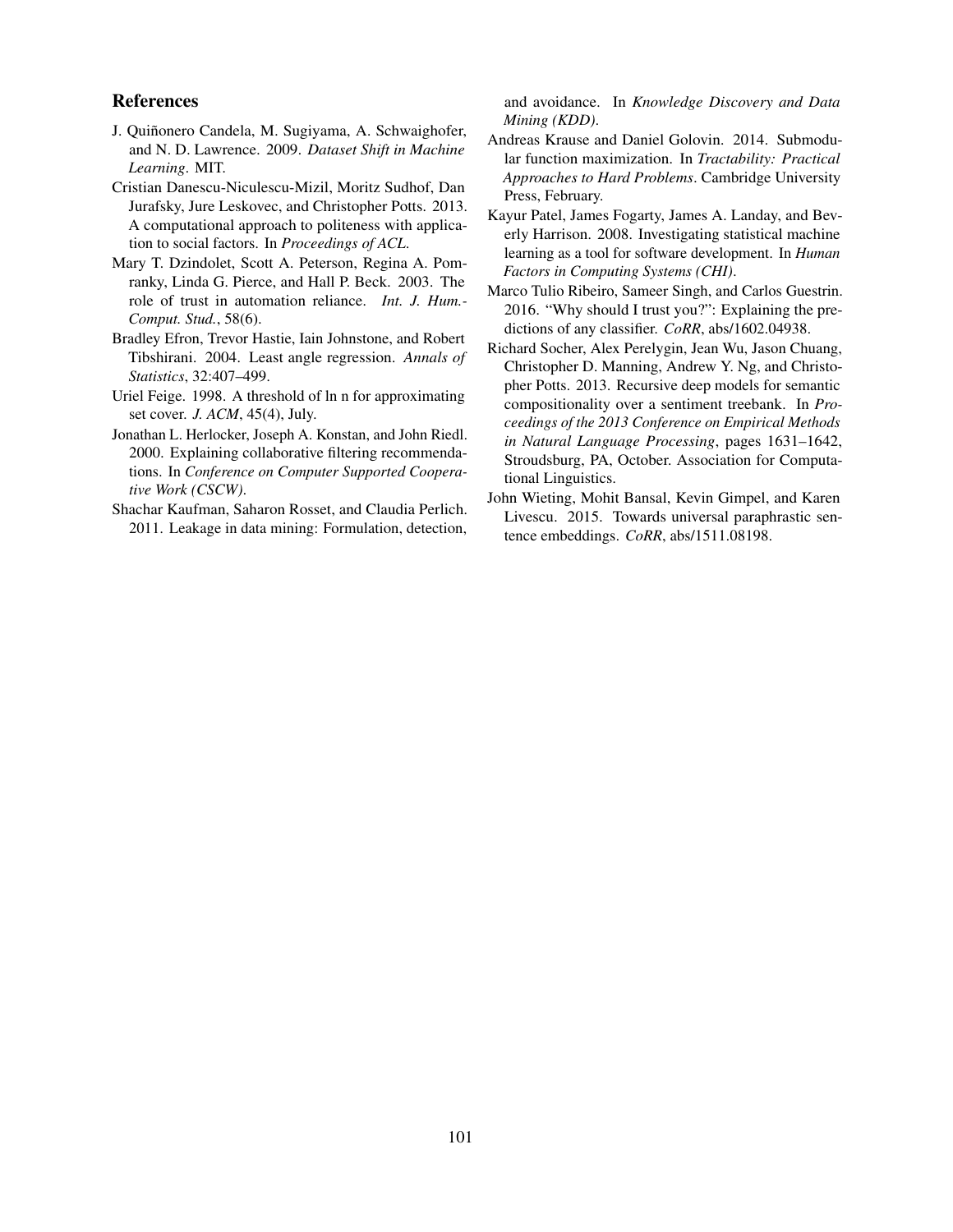## References

J. Quiñonero Candela, M. Sugiyama, A. Schwaighofer, and N. D. Lawrence. 2009. *Dataset Shift in Machine Learning*. MIT.

Cristian Danescu-Niculescu-Mizil, Moritz Sudhof, Dan Jurafsky, Jure Leskovec, and Christopher Potts. 2013. A computational approach to politeness with application to social factors. In *Proceedings of ACL*.

Mary T. Dzindolet, Scott A. Peterson, Regina A. Pomranky, Linda G. Pierce, and Hall P. Beck. 2003. The role of trust in automation reliance. *Int. J. Hum.-Comput. Stud.*, 58(6).

Bradley Efron, Trevor Hastie, Iain Johnstone, and Robert Tibshirani. 2004. Least angle regression. *Annals of Statistics*, 32:407–499.

Uriel Feige. 1998. A threshold of ln n for approximating set cover. *J. ACM*, 45(4), July.

Jonathan L. Herlocker, Joseph A. Konstan, and John Riedl. 2000. Explaining collaborative filtering recommendations. In *Conference on Computer Supported Cooperative Work (CSCW)*.

Shachar Kaufman, Saharon Rosset, and Claudia Perlich. 2011. Leakage in data mining: Formulation, detection, and avoidance. In *Knowledge Discovery and Data Mining (KDD)*.

Andreas Krause and Daniel Golovin. 2014. Submodular function maximization. In *Tractability: Practical Approaches to Hard Problems*. Cambridge University Press, February.

Kayur Patel, James Fogarty, James A. Landay, and Beverly Harrison. 2008. Investigating statistical machine learning as a tool for software development. In *Human Factors in Computing Systems (CHI)*.

Marco Tulio Ribeiro, Sameer Singh, and Carlos Guestrin. 2016. "Why should I trust you?": Explaining the predictions of any classifier. *CoRR*, abs/1602.04938.

Richard Socher, Alex Perelygin, Jean Wu, Jason Chuang, Christopher D. Manning, Andrew Y. Ng, and Christopher Potts. 2013. Recursive deep models for semantic compositionality over a sentiment treebank. In *Proceedings of the 2013 Conference on Empirical Methods in Natural Language Processing*, pages 1631–1642, Stroudsburg, PA, October. Association for Computational Linguistics.

John Wieting, Mohit Bansal, Kevin Gimpel, and Karen Livescu. 2015. Towards universal paraphrastic sentence embeddings. *CoRR*, abs/1511.08198.